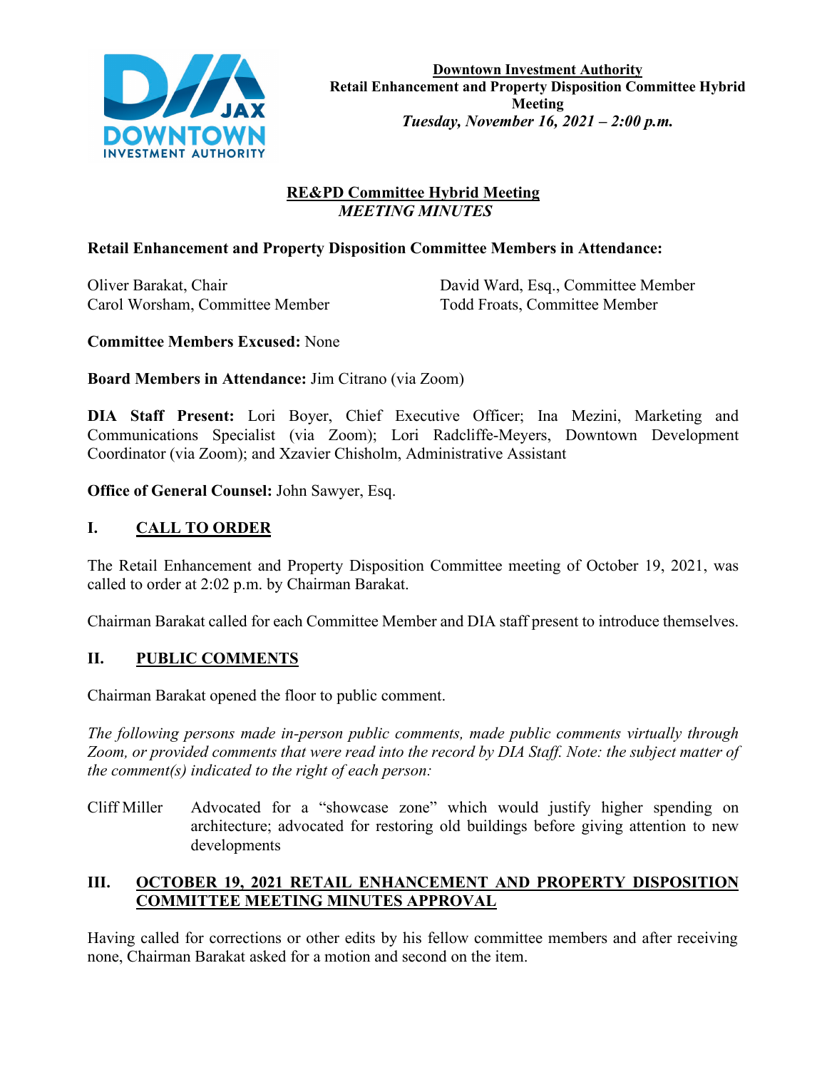**Downtown Investment Authority**
**Retail Enhancement and Property Disposition Committee Hybrid Meeting**
***Tuesday, November 16, 2021 – 2:00 p.m.***

## RE&PD Committee Hybrid Meeting
### *MEETING MINUTES*

**Retail Enhancement and Property Disposition Committee Members in Attendance:**

Oliver Barakat, Chair
Carol Worsham, Committee Member
David Ward, Esq., Committee Member
Todd Froats, Committee Member

**Committee Members Excused:** None

**Board Members in Attendance:** Jim Citrano (via Zoom)

**DIA Staff Present:** Lori Boyer, Chief Executive Officer; Ina Mezini, Marketing and Communications Specialist (via Zoom); Lori Radcliffe-Meyers, Downtown Development Coordinator (via Zoom); and Xzavier Chisholm, Administrative Assistant

**Office of General Counsel:** John Sawyer, Esq.

## I. CALL TO ORDER

The Retail Enhancement and Property Disposition Committee meeting of October 19, 2021, was called to order at 2:02 p.m. by Chairman Barakat.

Chairman Barakat called for each Committee Member and DIA staff present to introduce themselves.

## II. PUBLIC COMMENTS

Chairman Barakat opened the floor to public comment.

*The following persons made in-person public comments, made public comments virtually through Zoom, or provided comments that were read into the record by DIA Staff. Note: the subject matter of the comment(s) indicated to the right of each person:*

Cliff Miller — Advocated for a "showcase zone" which would justify higher spending on architecture; advocated for restoring old buildings before giving attention to new developments

## III. OCTOBER 19, 2021 RETAIL ENHANCEMENT AND PROPERTY DISPOSITION COMMITTEE MEETING MINUTES APPROVAL

Having called for corrections or other edits by his fellow committee members and after receiving none, Chairman Barakat asked for a motion and second on the item.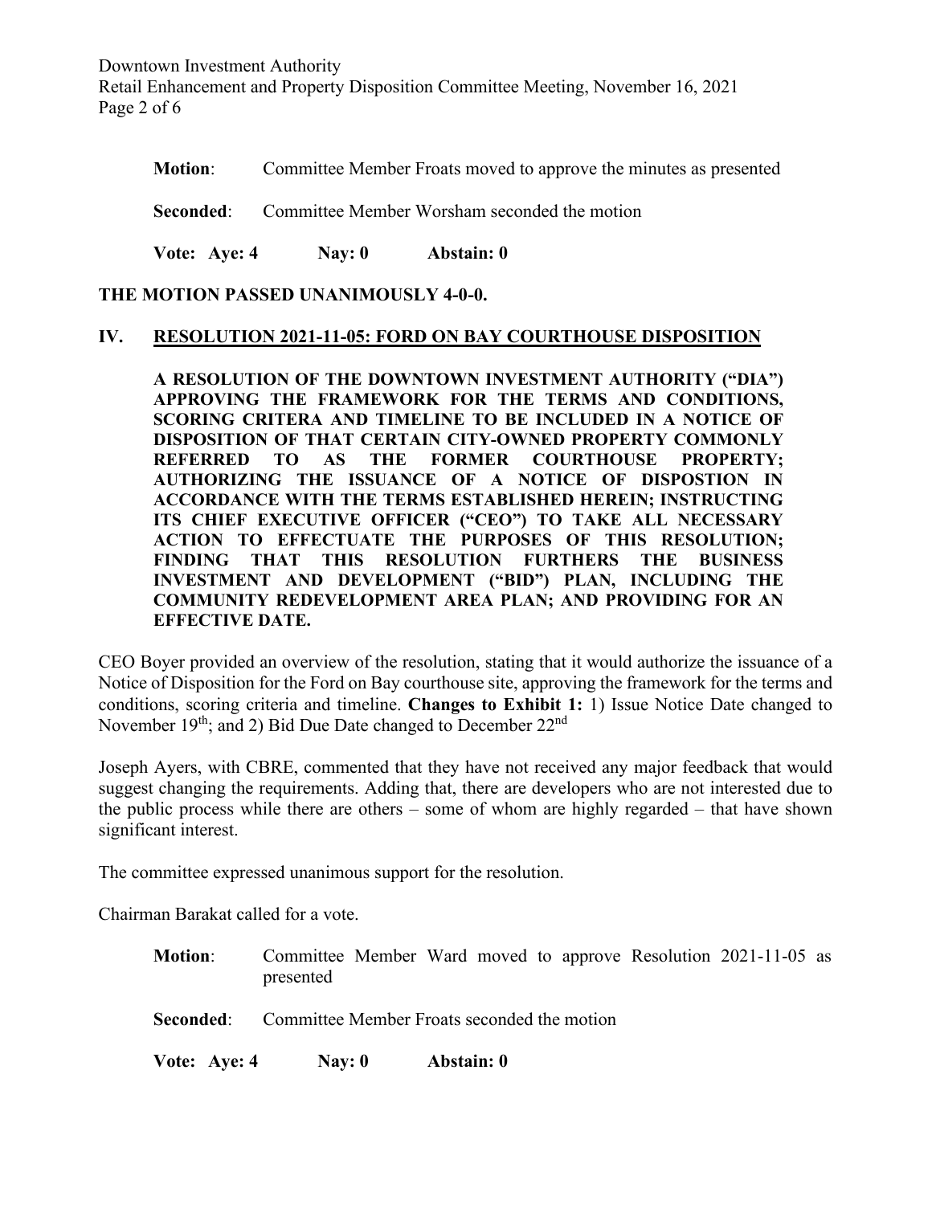**Motion**: Committee Member Froats moved to approve the minutes as presented

**Seconded**: Committee Member Worsham seconded the motion

**Vote: Aye: 4 Nay: 0 Abstain: 0**

**THE MOTION PASSED UNANIMOUSLY 4-0-0.**

## IV. RESOLUTION 2021-11-05: FORD ON BAY COURTHOUSE DISPOSITION

**A RESOLUTION OF THE DOWNTOWN INVESTMENT AUTHORITY ("DIA") APPROVING THE FRAMEWORK FOR THE TERMS AND CONDITIONS, SCORING CRITERA AND TIMELINE TO BE INCLUDED IN A NOTICE OF DISPOSITION OF THAT CERTAIN CITY-OWNED PROPERTY COMMONLY REFERRED TO AS THE FORMER COURTHOUSE PROPERTY; AUTHORIZING THE ISSUANCE OF A NOTICE OF DISPOSTION IN ACCORDANCE WITH THE TERMS ESTABLISHED HEREIN; INSTRUCTING ITS CHIEF EXECUTIVE OFFICER ("CEO") TO TAKE ALL NECESSARY ACTION TO EFFECTUATE THE PURPOSES OF THIS RESOLUTION; FINDING THAT THIS RESOLUTION FURTHERS THE BUSINESS INVESTMENT AND DEVELOPMENT ("BID") PLAN, INCLUDING THE COMMUNITY REDEVELOPMENT AREA PLAN; AND PROVIDING FOR AN EFFECTIVE DATE.**

CEO Boyer provided an overview of the resolution, stating that it would authorize the issuance of a Notice of Disposition for the Ford on Bay courthouse site, approving the framework for the terms and conditions, scoring criteria and timeline. **Changes to Exhibit 1:** 1) Issue Notice Date changed to November 19th; and 2) Bid Due Date changed to December 22nd

Joseph Ayers, with CBRE, commented that they have not received any major feedback that would suggest changing the requirements. Adding that, there are developers who are not interested due to the public process while there are others – some of whom are highly regarded – that have shown significant interest.

The committee expressed unanimous support for the resolution.

Chairman Barakat called for a vote.

**Motion**: Committee Member Ward moved to approve Resolution 2021-11-05 as presented

**Seconded**: Committee Member Froats seconded the motion

**Vote: Aye: 4 Nay: 0 Abstain: 0**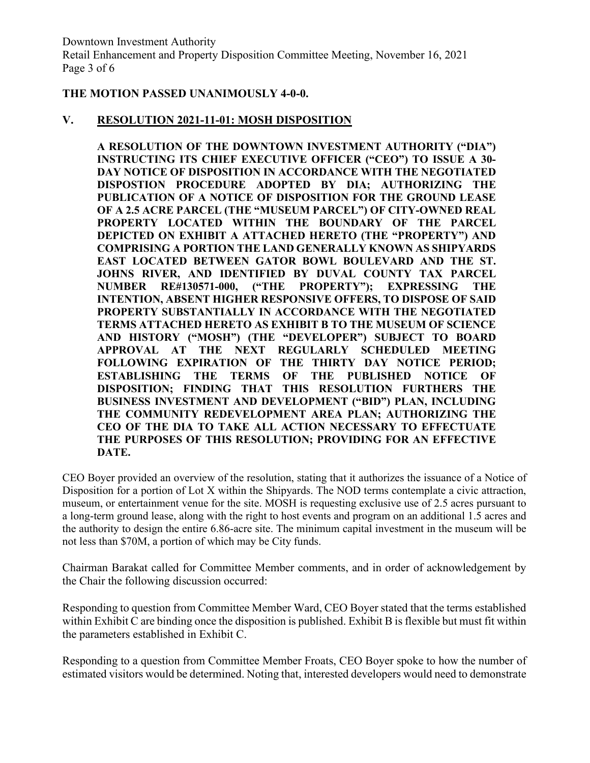**THE MOTION PASSED UNANIMOUSLY 4-0-0.**

## V. RESOLUTION 2021-11-01: MOSH DISPOSITION

**A RESOLUTION OF THE DOWNTOWN INVESTMENT AUTHORITY ("DIA") INSTRUCTING ITS CHIEF EXECUTIVE OFFICER ("CEO") TO ISSUE A 30-DAY NOTICE OF DISPOSITION IN ACCORDANCE WITH THE NEGOTIATED DISPOSTION PROCEDURE ADOPTED BY DIA; AUTHORIZING THE PUBLICATION OF A NOTICE OF DISPOSITION FOR THE GROUND LEASE OF A 2.5 ACRE PARCEL (THE "MUSEUM PARCEL") OF CITY-OWNED REAL PROPERTY LOCATED WITHIN THE BOUNDARY OF THE PARCEL DEPICTED ON EXHIBIT A ATTACHED HERETO (THE "PROPERTY") AND COMPRISING A PORTION THE LAND GENERALLY KNOWN AS SHIPYARDS EAST LOCATED BETWEEN GATOR BOWL BOULEVARD AND THE ST. JOHNS RIVER, AND IDENTIFIED BY DUVAL COUNTY TAX PARCEL NUMBER RE#130571-000, ("THE PROPERTY"); EXPRESSING THE INTENTION, ABSENT HIGHER RESPONSIVE OFFERS, TO DISPOSE OF SAID PROPERTY SUBSTANTIALLY IN ACCORDANCE WITH THE NEGOTIATED TERMS ATTACHED HERETO AS EXHIBIT B TO THE MUSEUM OF SCIENCE AND HISTORY ("MOSH") (THE "DEVELOPER") SUBJECT TO BOARD APPROVAL AT THE NEXT REGULARLY SCHEDULED MEETING FOLLOWING EXPIRATION OF THE THIRTY DAY NOTICE PERIOD; ESTABLISHING THE TERMS OF THE PUBLISHED NOTICE OF DISPOSITION; FINDING THAT THIS RESOLUTION FURTHERS THE BUSINESS INVESTMENT AND DEVELOPMENT ("BID") PLAN, INCLUDING THE COMMUNITY REDEVELOPMENT AREA PLAN; AUTHORIZING THE CEO OF THE DIA TO TAKE ALL ACTION NECESSARY TO EFFECTUATE THE PURPOSES OF THIS RESOLUTION; PROVIDING FOR AN EFFECTIVE DATE.**

CEO Boyer provided an overview of the resolution, stating that it authorizes the issuance of a Notice of Disposition for a portion of Lot X within the Shipyards. The NOD terms contemplate a civic attraction, museum, or entertainment venue for the site. MOSH is requesting exclusive use of 2.5 acres pursuant to a long-term ground lease, along with the right to host events and program on an additional 1.5 acres and the authority to design the entire 6.86-acre site. The minimum capital investment in the museum will be not less than $70M, a portion of which may be City funds.

Chairman Barakat called for Committee Member comments, and in order of acknowledgement by the Chair the following discussion occurred:

Responding to question from Committee Member Ward, CEO Boyer stated that the terms established within Exhibit C are binding once the disposition is published. Exhibit B is flexible but must fit within the parameters established in Exhibit C.

Responding to a question from Committee Member Froats, CEO Boyer spoke to how the number of estimated visitors would be determined. Noting that, interested developers would need to demonstrate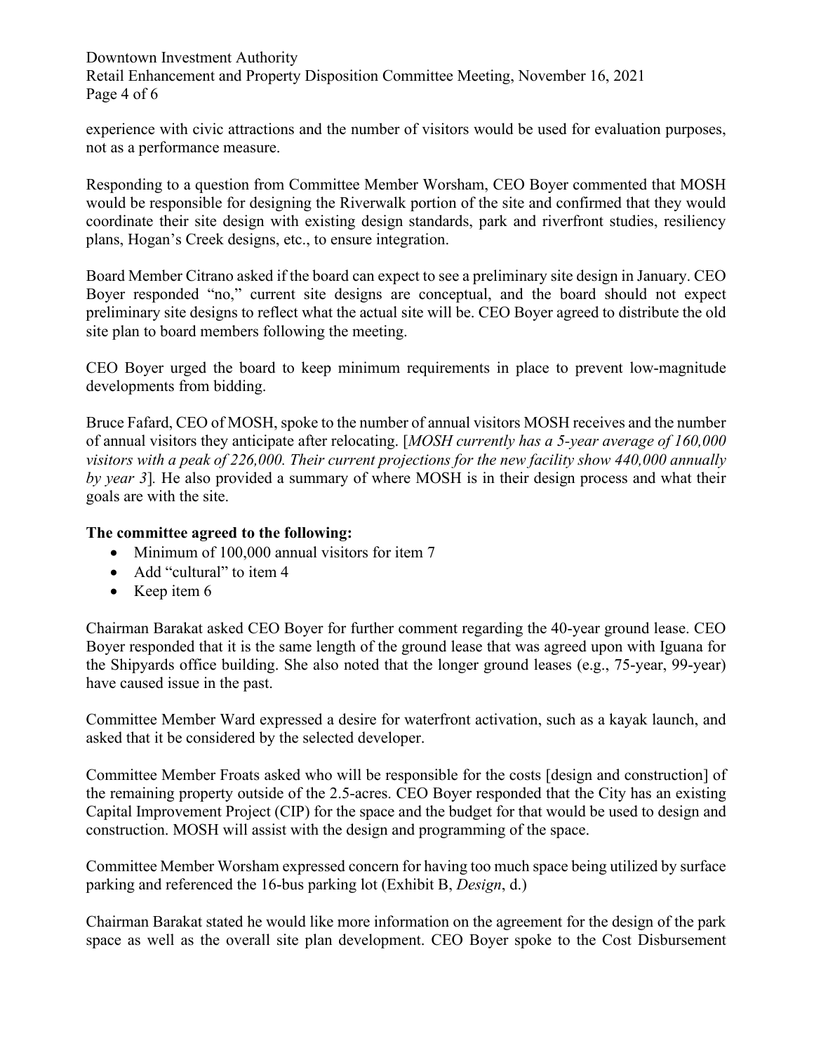experience with civic attractions and the number of visitors would be used for evaluation purposes, not as a performance measure.

Responding to a question from Committee Member Worsham, CEO Boyer commented that MOSH would be responsible for designing the Riverwalk portion of the site and confirmed that they would coordinate their site design with existing design standards, park and riverfront studies, resiliency plans, Hogan's Creek designs, etc., to ensure integration.

Board Member Citrano asked if the board can expect to see a preliminary site design in January. CEO Boyer responded "no," current site designs are conceptual, and the board should not expect preliminary site designs to reflect what the actual site will be. CEO Boyer agreed to distribute the old site plan to board members following the meeting.

CEO Boyer urged the board to keep minimum requirements in place to prevent low-magnitude developments from bidding.

Bruce Fafard, CEO of MOSH, spoke to the number of annual visitors MOSH receives and the number of annual visitors they anticipate after relocating. [*MOSH currently has a 5-year average of 160,000 visitors with a peak of 226,000. Their current projections for the new facility show 440,000 annually by year 3*]. He also provided a summary of where MOSH is in their design process and what their goals are with the site.

**The committee agreed to the following:**

- Minimum of 100,000 annual visitors for item 7
- Add "cultural" to item 4
- Keep item 6

Chairman Barakat asked CEO Boyer for further comment regarding the 40-year ground lease. CEO Boyer responded that it is the same length of the ground lease that was agreed upon with Iguana for the Shipyards office building. She also noted that the longer ground leases (e.g., 75-year, 99-year) have caused issue in the past.

Committee Member Ward expressed a desire for waterfront activation, such as a kayak launch, and asked that it be considered by the selected developer.

Committee Member Froats asked who will be responsible for the costs [design and construction] of the remaining property outside of the 2.5-acres. CEO Boyer responded that the City has an existing Capital Improvement Project (CIP) for the space and the budget for that would be used to design and construction. MOSH will assist with the design and programming of the space.

Committee Member Worsham expressed concern for having too much space being utilized by surface parking and referenced the 16-bus parking lot (Exhibit B, *Design*, d.)

Chairman Barakat stated he would like more information on the agreement for the design of the park space as well as the overall site plan development. CEO Boyer spoke to the Cost Disbursement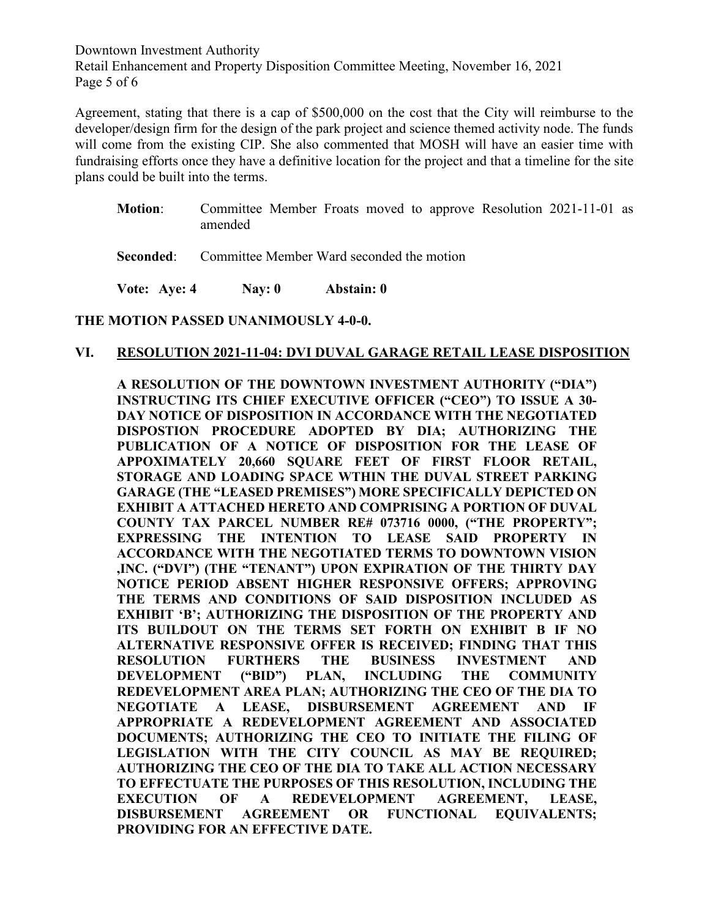Agreement, stating that there is a cap of $500,000 on the cost that the City will reimburse to the developer/design firm for the design of the park project and science themed activity node. The funds will come from the existing CIP. She also commented that MOSH will have an easier time with fundraising efforts once they have a definitive location for the project and that a timeline for the site plans could be built into the terms.

**Motion**: Committee Member Froats moved to approve Resolution 2021-11-01 as amended

**Seconded**: Committee Member Ward seconded the motion

**Vote: Aye: 4 Nay: 0 Abstain: 0**

**THE MOTION PASSED UNANIMOUSLY 4-0-0.**

## VI. RESOLUTION 2021-11-04: DVI DUVAL GARAGE RETAIL LEASE DISPOSITION

**A RESOLUTION OF THE DOWNTOWN INVESTMENT AUTHORITY ("DIA") INSTRUCTING ITS CHIEF EXECUTIVE OFFICER ("CEO") TO ISSUE A 30-DAY NOTICE OF DISPOSITION IN ACCORDANCE WITH THE NEGOTIATED DISPOSTION PROCEDURE ADOPTED BY DIA; AUTHORIZING THE PUBLICATION OF A NOTICE OF DISPOSITION FOR THE LEASE OF APPOXIMATELY 20,660 SQUARE FEET OF FIRST FLOOR RETAIL, STORAGE AND LOADING SPACE WTHIN THE DUVAL STREET PARKING GARAGE (THE "LEASED PREMISES") MORE SPECIFICALLY DEPICTED ON EXHIBIT A ATTACHED HERETO AND COMPRISING A PORTION OF DUVAL COUNTY TAX PARCEL NUMBER RE# 073716 0000, ("THE PROPERTY"; EXPRESSING THE INTENTION TO LEASE SAID PROPERTY IN ACCORDANCE WITH THE NEGOTIATED TERMS TO DOWNTOWN VISION ,INC. ("DVI") (THE "TENANT") UPON EXPIRATION OF THE THIRTY DAY NOTICE PERIOD ABSENT HIGHER RESPONSIVE OFFERS; APPROVING THE TERMS AND CONDITIONS OF SAID DISPOSITION INCLUDED AS EXHIBIT 'B'; AUTHORIZING THE DISPOSITION OF THE PROPERTY AND ITS BUILDOUT ON THE TERMS SET FORTH ON EXHIBIT B IF NO ALTERNATIVE RESPONSIVE OFFER IS RECEIVED; FINDING THAT THIS RESOLUTION FURTHERS THE BUSINESS INVESTMENT AND DEVELOPMENT ("BID") PLAN, INCLUDING THE COMMUNITY REDEVELOPMENT AREA PLAN; AUTHORIZING THE CEO OF THE DIA TO NEGOTIATE A LEASE, DISBURSEMENT AGREEMENT AND IF APPROPRIATE A REDEVELOPMENT AGREEMENT AND ASSOCIATED DOCUMENTS; AUTHORIZING THE CEO TO INITIATE THE FILING OF LEGISLATION WITH THE CITY COUNCIL AS MAY BE REQUIRED; AUTHORIZING THE CEO OF THE DIA TO TAKE ALL ACTION NECESSARY TO EFFECTUATE THE PURPOSES OF THIS RESOLUTION, INCLUDING THE EXECUTION OF A REDEVELOPMENT AGREEMENT, LEASE, DISBURSEMENT AGREEMENT OR FUNCTIONAL EQUIVALENTS; PROVIDING FOR AN EFFECTIVE DATE.**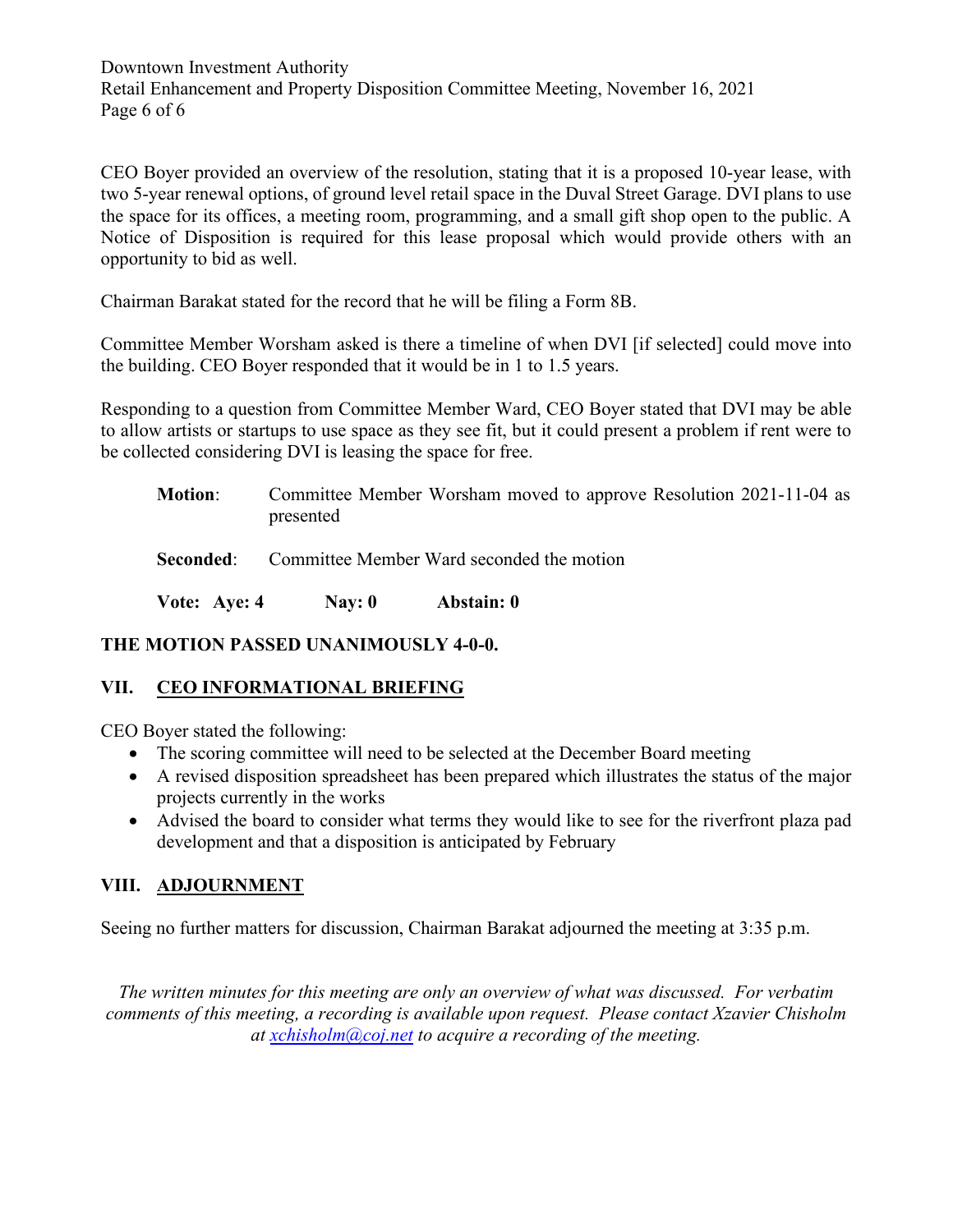CEO Boyer provided an overview of the resolution, stating that it is a proposed 10-year lease, with two 5-year renewal options, of ground level retail space in the Duval Street Garage. DVI plans to use the space for its offices, a meeting room, programming, and a small gift shop open to the public. A Notice of Disposition is required for this lease proposal which would provide others with an opportunity to bid as well.

Chairman Barakat stated for the record that he will be filing a Form 8B.

Committee Member Worsham asked is there a timeline of when DVI [if selected] could move into the building. CEO Boyer responded that it would be in 1 to 1.5 years.

Responding to a question from Committee Member Ward, CEO Boyer stated that DVI may be able to allow artists or startups to use space as they see fit, but it could present a problem if rent were to be collected considering DVI is leasing the space for free.

**Motion**: Committee Member Worsham moved to approve Resolution 2021-11-04 as presented

**Seconded**: Committee Member Ward seconded the motion

**Vote: Aye: 4 Nay: 0 Abstain: 0**

**THE MOTION PASSED UNANIMOUSLY 4-0-0.**

## VII. CEO INFORMATIONAL BRIEFING

CEO Boyer stated the following:

- The scoring committee will need to be selected at the December Board meeting
- A revised disposition spreadsheet has been prepared which illustrates the status of the major projects currently in the works
- Advised the board to consider what terms they would like to see for the riverfront plaza pad development and that a disposition is anticipated by February

## VIII. ADJOURNMENT

Seeing no further matters for discussion, Chairman Barakat adjourned the meeting at 3:35 p.m.

*The written minutes for this meeting are only an overview of what was discussed. For verbatim comments of this meeting, a recording is available upon request. Please contact Xzavier Chisholm at xchisholm@coj.net to acquire a recording of the meeting.*